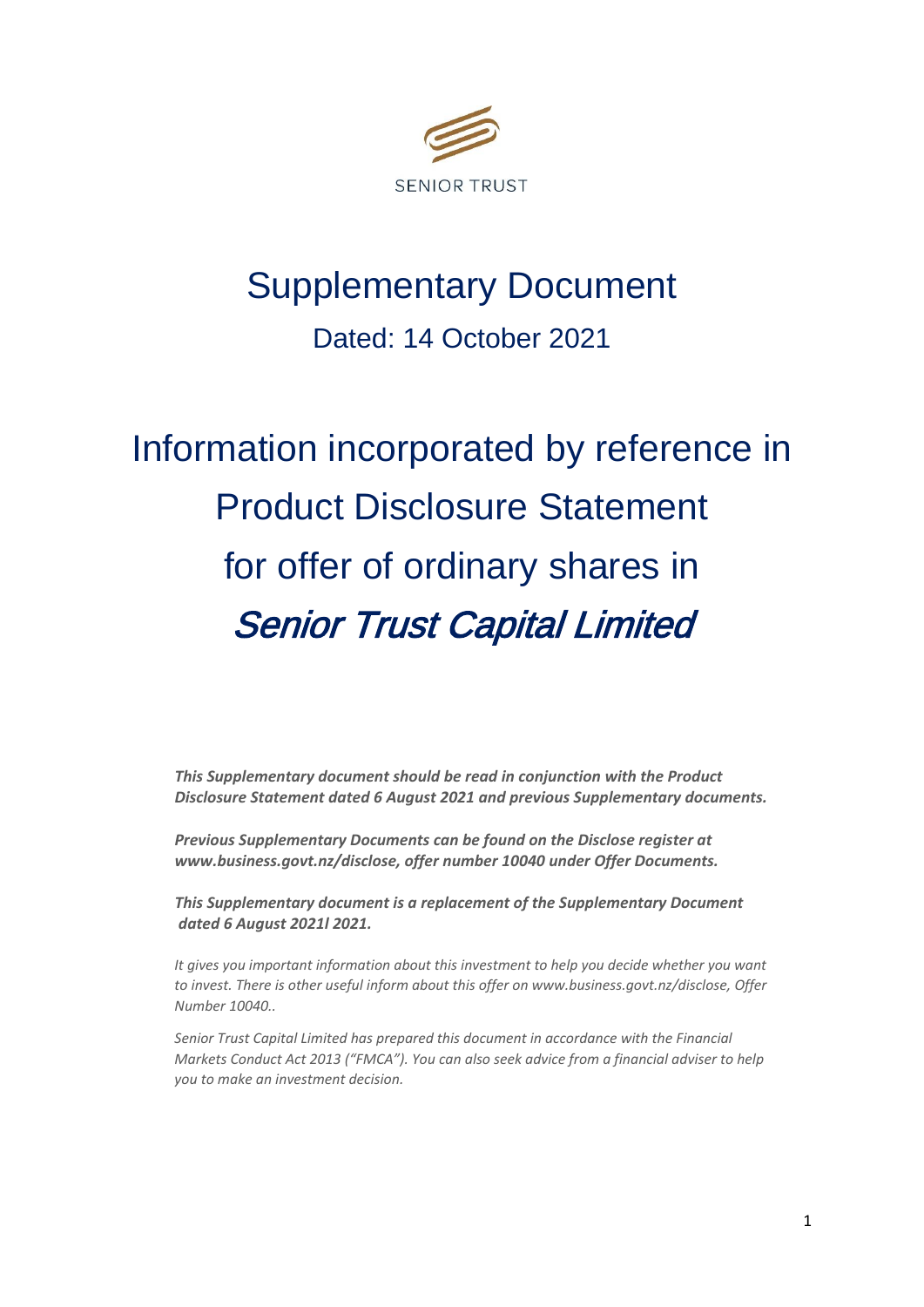SENIOR TRUST

# Supplementary Document

## Dated: 14 October 2021

# Information incorporated by reference in Product Disclosure Statement for offer of ordinary shares in *Senior Trust Capital Limited*

***This Supplementary document should be read in conjunction with the Product Disclosure Statement dated 6 August 2021 and previous Supplementary documents.***

***Previous Supplementary Documents can be found on the Disclose register at www.business.govt.nz/disclose, offer number 10040 under Offer Documents.***

***This Supplementary document is a replacement of the Supplementary Document dated 6 August 2021l 2021.***

*It gives you important information about this investment to help you decide whether you want to invest. There is other useful inform about this offer on www.business.govt.nz/disclose, Offer Number 10040..*

*Senior Trust Capital Limited has prepared this document in accordance with the Financial Markets Conduct Act 2013 ("FMCA"). You can also seek advice from a financial adviser to help you to make an investment decision.*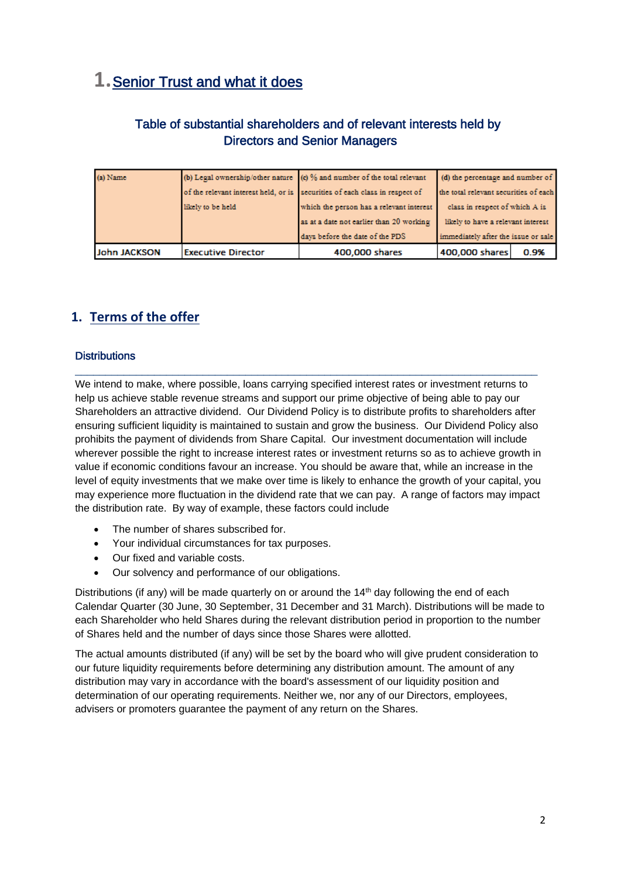# 1. Senior Trust and what it does

## Table of substantial shareholders and of relevant interests held by Directors and Senior Managers

| (a) Name | (b) Legal ownership/other nature of the relevant interest held, or is likely to be held | (c) % and number of the total relevant securities of each class in respect of which the person has a relevant interest as at a date not earlier than 20 working days before the date of the PDS | (d) the percentage and number of the total relevant securities of each class in respect of which A is likely to have a relevant interest immediately after the issue or sale | |
|---|---|---|---|---|
| John JACKSON | Executive Director | 400,000 shares | 400,000 shares | 0.9% |

# 1. Terms of the offer

### Distributions

We intend to make, where possible, loans carrying specified interest rates or investment returns to help us achieve stable revenue streams and support our prime objective of being able to pay our Shareholders an attractive dividend. Our Dividend Policy is to distribute profits to shareholders after ensuring sufficient liquidity is maintained to sustain and grow the business. Our Dividend Policy also prohibits the payment of dividends from Share Capital. Our investment documentation will include wherever possible the right to increase interest rates or investment returns so as to achieve growth in value if economic conditions favour an increase. You should be aware that, while an increase in the level of equity investments that we make over time is likely to enhance the growth of your capital, you may experience more fluctuation in the dividend rate that we can pay. A range of factors may impact the distribution rate. By way of example, these factors could include

- The number of shares subscribed for.
- Your individual circumstances for tax purposes.
- Our fixed and variable costs.
- Our solvency and performance of our obligations.

Distributions (if any) will be made quarterly on or around the 14th day following the end of each Calendar Quarter (30 June, 30 September, 31 December and 31 March). Distributions will be made to each Shareholder who held Shares during the relevant distribution period in proportion to the number of Shares held and the number of days since those Shares were allotted.

The actual amounts distributed (if any) will be set by the board who will give prudent consideration to our future liquidity requirements before determining any distribution amount. The amount of any distribution may vary in accordance with the board's assessment of our liquidity position and determination of our operating requirements. Neither we, nor any of our Directors, employees, advisers or promoters guarantee the payment of any return on the Shares.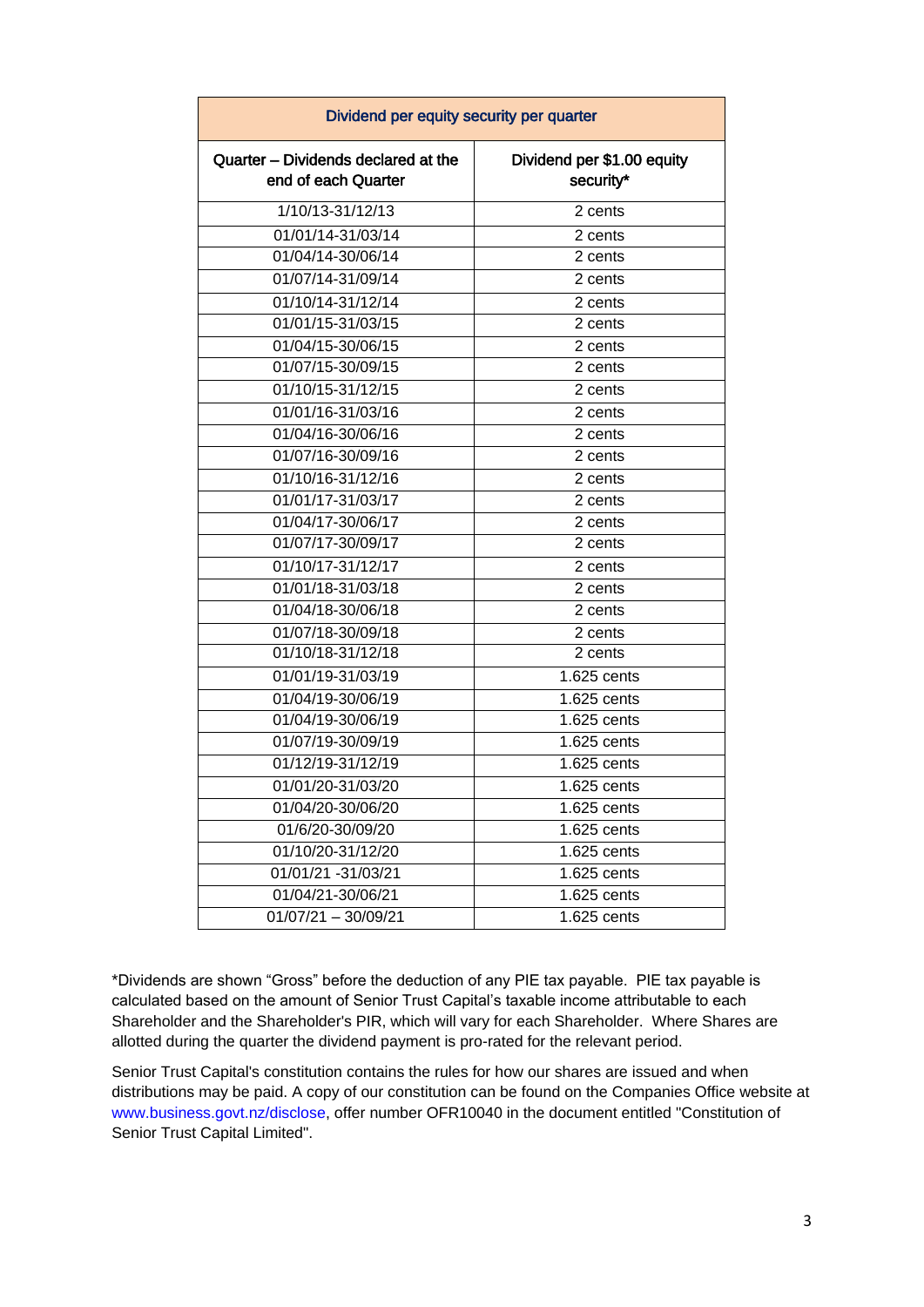| Dividend per equity security per quarter | |
|---|---|
| Quarter – Dividends declared at the end of each Quarter | Dividend per $1.00 equity security* |
| 1/10/13-31/12/13 | 2 cents |
| 01/01/14-31/03/14 | 2 cents |
| 01/04/14-30/06/14 | 2 cents |
| 01/07/14-31/09/14 | 2 cents |
| 01/10/14-31/12/14 | 2 cents |
| 01/01/15-31/03/15 | 2 cents |
| 01/04/15-30/06/15 | 2 cents |
| 01/07/15-30/09/15 | 2 cents |
| 01/10/15-31/12/15 | 2 cents |
| 01/01/16-31/03/16 | 2 cents |
| 01/04/16-30/06/16 | 2 cents |
| 01/07/16-30/09/16 | 2 cents |
| 01/10/16-31/12/16 | 2 cents |
| 01/01/17-31/03/17 | 2 cents |
| 01/04/17-30/06/17 | 2 cents |
| 01/07/17-30/09/17 | 2 cents |
| 01/10/17-31/12/17 | 2 cents |
| 01/01/18-31/03/18 | 2 cents |
| 01/04/18-30/06/18 | 2 cents |
| 01/07/18-30/09/18 | 2 cents |
| 01/10/18-31/12/18 | 2 cents |
| 01/01/19-31/03/19 | 1.625 cents |
| 01/04/19-30/06/19 | 1.625 cents |
| 01/04/19-30/06/19 | 1.625 cents |
| 01/07/19-30/09/19 | 1.625 cents |
| 01/12/19-31/12/19 | 1.625 cents |
| 01/01/20-31/03/20 | 1.625 cents |
| 01/04/20-30/06/20 | 1.625 cents |
| 01/6/20-30/09/20 | 1.625 cents |
| 01/10/20-31/12/20 | 1.625 cents |
| 01/01/21 -31/03/21 | 1.625 cents |
| 01/04/21-30/06/21 | 1.625 cents |
| 01/07/21 – 30/09/21 | 1.625 cents |

*Dividends are shown "Gross" before the deduction of any PIE tax payable. PIE tax payable is calculated based on the amount of Senior Trust Capital's taxable income attributable to each Shareholder and the Shareholder's PIR, which will vary for each Shareholder. Where Shares are allotted during the quarter the dividend payment is pro-rated for the relevant period.

Senior Trust Capital's constitution contains the rules for how our shares are issued and when distributions may be paid. A copy of our constitution can be found on the Companies Office website at www.business.govt.nz/disclose, offer number OFR10040 in the document entitled "Constitution of Senior Trust Capital Limited".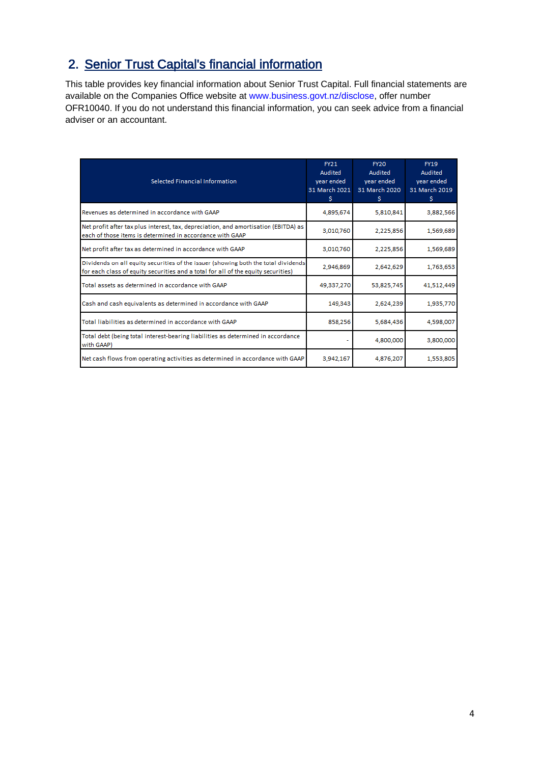## 2. Senior Trust Capital's financial information

This table provides key financial information about Senior Trust Capital. Full financial statements are available on the Companies Office website at www.business.govt.nz/disclose, offer number OFR10040. If you do not understand this financial information, you can seek advice from a financial adviser or an accountant.

| Selected Financial Information | FY21 Audited year ended 31 March 2021 $ | FY20 Audited year ended 31 March 2020 $ | FY19 Audited year ended 31 March 2019 $ |
|---|---|---|---|
| Revenues as determined in accordance with GAAP | 4,895,674 | 5,810,841 | 3,882,566 |
| Net profit after tax plus interest, tax, depreciation, and amortisation (EBITDA) as each of those items is determined in accordance with GAAP | 3,010,760 | 2,225,856 | 1,569,689 |
| Net profit after tax as determined in accordance with GAAP | 3,010,760 | 2,225,856 | 1,569,689 |
| Dividends on all equity securities of the issuer (showing both the total dividends for each class of equity securities and a total for all of the equity securities) | 2,946,869 | 2,642,629 | 1,763,653 |
| Total assets as determined in accordance with GAAP | 49,337,270 | 53,825,745 | 41,512,449 |
| Cash and cash equivalents as determined in accordance with GAAP | 149,343 | 2,624,239 | 1,935,770 |
| Total liabilities as determined in accordance with GAAP | 858,256 | 5,684,436 | 4,598,007 |
| Total debt (being total interest-bearing liabilities as determined in accordance with GAAP) | - | 4,800,000 | 3,800,000 |
| Net cash flows from operating activities as determined in accordance with GAAP | 3,942,167 | 4,876,207 | 1,553,805 |